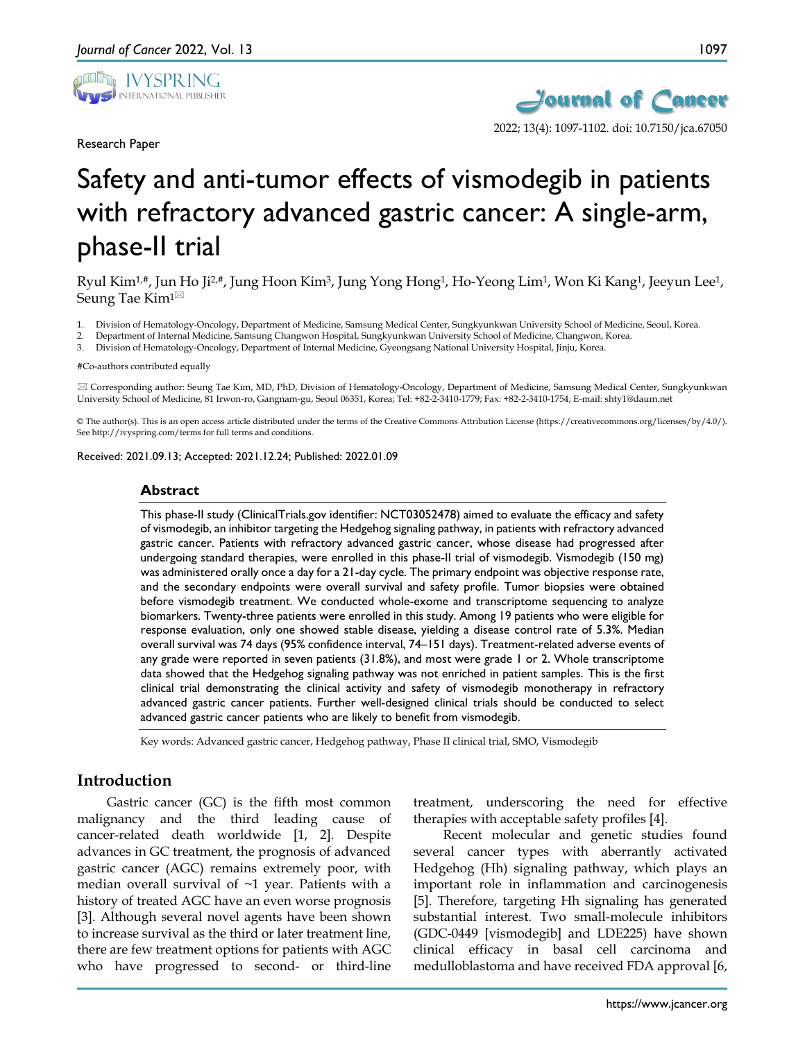Research Paper

# Safety and anti-tumor effects of vismodegib in patients with refractory advanced gastric cancer: A single-arm, phase-II trial

Ryul Kim[1,#], Jun Ho Ji[2,#], Jung Hoon Kim[3], Jung Yong Hong[1], Ho-Yeong Lim[1], Won Ki Kang[1], Jeeyun Lee[1], Seung Tae Kim[1]✉

1. Division of Hematology-Oncology, Department of Medicine, Samsung Medical Center, Sungkyunkwan University School of Medicine, Seoul, Korea.
2. Department of Internal Medicine, Samsung Changwon Hospital, Sungkyunkwan University School of Medicine, Changwon, Korea.
3. Division of Hematology-Oncology, Department of Internal Medicine, Gyeongsang National University Hospital, Jinju, Korea.

#Co-authors contributed equally

✉ Corresponding author: Seung Tae Kim, MD, PhD, Division of Hematology-Oncology, Department of Medicine, Samsung Medical Center, Sungkyunkwan University School of Medicine, 81 Irwon-ro, Gangnam-gu, Seoul 06351, Korea; Tel: +82-2-3410-1779; Fax: +82-2-3410-1754; E-mail: shty1@daum.net

© The author(s). This is an open access article distributed under the terms of the Creative Commons Attribution License (https://creativecommons.org/licenses/by/4.0/). See http://ivyspring.com/terms for full terms and conditions.

Received: 2021.09.13; Accepted: 2021.12.24; Published: 2022.01.09

## Abstract

This phase-II study (ClinicalTrials.gov identifier: NCT03052478) aimed to evaluate the efficacy and safety of vismodegib, an inhibitor targeting the Hedgehog signaling pathway, in patients with refractory advanced gastric cancer. Patients with refractory advanced gastric cancer, whose disease had progressed after undergoing standard therapies, were enrolled in this phase-II trial of vismodegib. Vismodegib (150 mg) was administered orally once a day for a 21-day cycle. The primary endpoint was objective response rate, and the secondary endpoints were overall survival and safety profile. Tumor biopsies were obtained before vismodegib treatment. We conducted whole-exome and transcriptome sequencing to analyze biomarkers. Twenty-three patients were enrolled in this study. Among 19 patients who were eligible for response evaluation, only one showed stable disease, yielding a disease control rate of 5.3%. Median overall survival was 74 days (95% confidence interval, 74–151 days). Treatment-related adverse events of any grade were reported in seven patients (31.8%), and most were grade 1 or 2. Whole transcriptome data showed that the Hedgehog signaling pathway was not enriched in patient samples. This is the first clinical trial demonstrating the clinical activity and safety of vismodegib monotherapy in refractory advanced gastric cancer patients. Further well-designed clinical trials should be conducted to select advanced gastric cancer patients who are likely to benefit from vismodegib.

Key words: Advanced gastric cancer, Hedgehog pathway, Phase II clinical trial, SMO, Vismodegib

## Introduction

Gastric cancer (GC) is the fifth most common malignancy and the third leading cause of cancer-related death worldwide [1, 2]. Despite advances in GC treatment, the prognosis of advanced gastric cancer (AGC) remains extremely poor, with median overall survival of ~1 year. Patients with a history of treated AGC have an even worse prognosis [3]. Although several novel agents have been shown to increase survival as the third or later treatment line, there are few treatment options for patients with AGC who have progressed to second- or third-line treatment, underscoring the need for effective therapies with acceptable safety profiles [4].

Recent molecular and genetic studies found several cancer types with aberrantly activated Hedgehog (Hh) signaling pathway, which plays an important role in inflammation and carcinogenesis [5]. Therefore, targeting Hh signaling has generated substantial interest. Two small-molecule inhibitors (GDC-0449 [vismodegib] and LDE225) have shown clinical efficacy in basal cell carcinoma and medulloblastoma and have received FDA approval [6,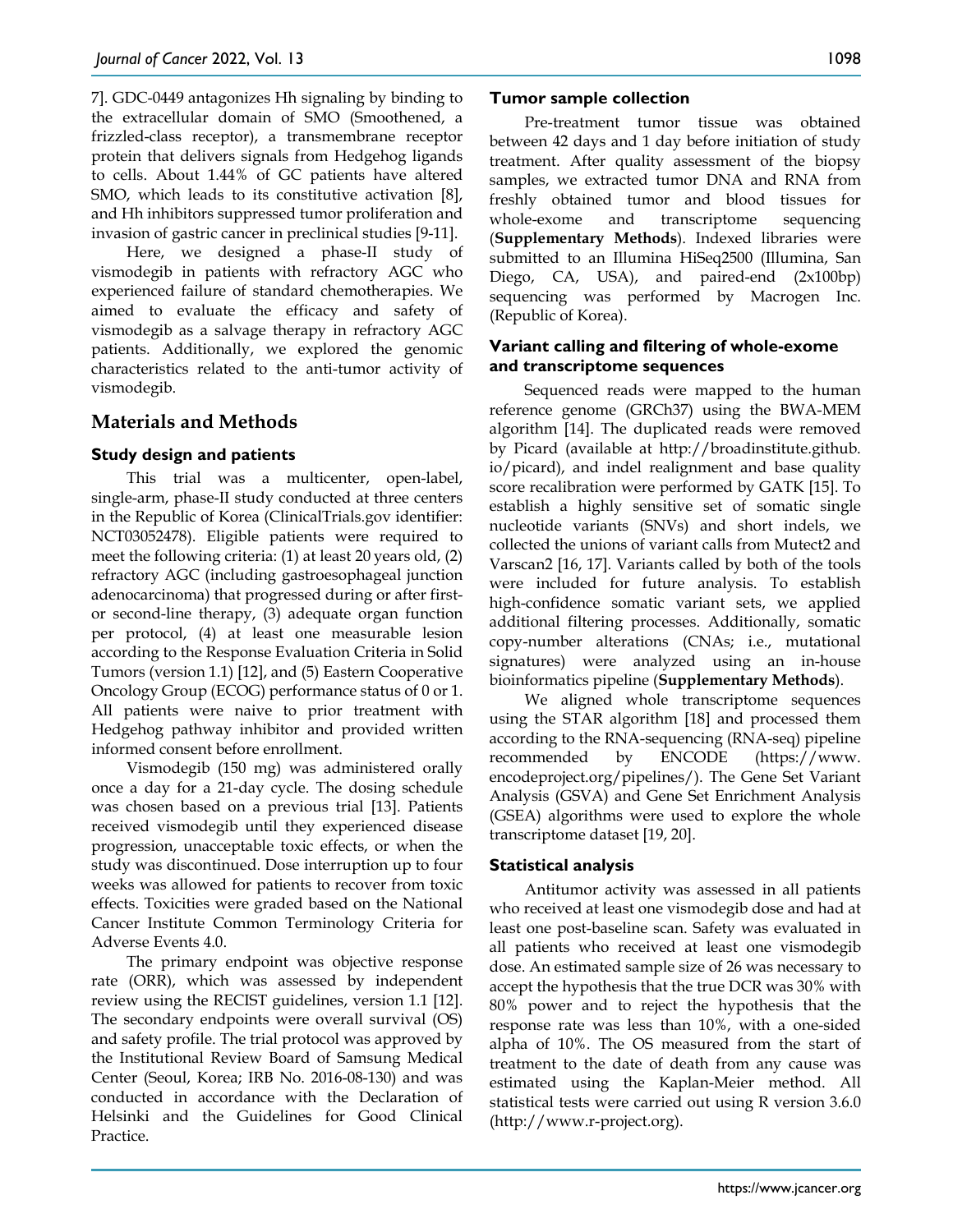7]. GDC-0449 antagonizes Hh signaling by binding to the extracellular domain of SMO (Smoothened, a frizzled-class receptor), a transmembrane receptor protein that delivers signals from Hedgehog ligands to cells. About 1.44% of GC patients have altered SMO, which leads to its constitutive activation [8], and Hh inhibitors suppressed tumor proliferation and invasion of gastric cancer in preclinical studies [9-11].

Here, we designed a phase-II study of vismodegib in patients with refractory AGC who experienced failure of standard chemotherapies. We aimed to evaluate the efficacy and safety of vismodegib as a salvage therapy in refractory AGC patients. Additionally, we explored the genomic characteristics related to the anti-tumor activity of vismodegib.

## Materials and Methods

### Study design and patients

This trial was a multicenter, open-label, single-arm, phase-II study conducted at three centers in the Republic of Korea (ClinicalTrials.gov identifier: NCT03052478). Eligible patients were required to meet the following criteria: (1) at least 20 years old, (2) refractory AGC (including gastroesophageal junction adenocarcinoma) that progressed during or after first- or second-line therapy, (3) adequate organ function per protocol, (4) at least one measurable lesion according to the Response Evaluation Criteria in Solid Tumors (version 1.1) [12], and (5) Eastern Cooperative Oncology Group (ECOG) performance status of 0 or 1. All patients were naive to prior treatment with Hedgehog pathway inhibitor and provided written informed consent before enrollment.

Vismodegib (150 mg) was administered orally once a day for a 21-day cycle. The dosing schedule was chosen based on a previous trial [13]. Patients received vismodegib until they experienced disease progression, unacceptable toxic effects, or when the study was discontinued. Dose interruption up to four weeks was allowed for patients to recover from toxic effects. Toxicities were graded based on the National Cancer Institute Common Terminology Criteria for Adverse Events 4.0.

The primary endpoint was objective response rate (ORR), which was assessed by independent review using the RECIST guidelines, version 1.1 [12]. The secondary endpoints were overall survival (OS) and safety profile. The trial protocol was approved by the Institutional Review Board of Samsung Medical Center (Seoul, Korea; IRB No. 2016-08-130) and was conducted in accordance with the Declaration of Helsinki and the Guidelines for Good Clinical Practice.

### Tumor sample collection

Pre-treatment tumor tissue was obtained between 42 days and 1 day before initiation of study treatment. After quality assessment of the biopsy samples, we extracted tumor DNA and RNA from freshly obtained tumor and blood tissues for whole-exome and transcriptome sequencing (**Supplementary Methods**). Indexed libraries were submitted to an Illumina HiSeq2500 (Illumina, San Diego, CA, USA), and paired-end (2x100bp) sequencing was performed by Macrogen Inc. (Republic of Korea).

### Variant calling and filtering of whole-exome and transcriptome sequences

Sequenced reads were mapped to the human reference genome (GRCh37) using the BWA-MEM algorithm [14]. The duplicated reads were removed by Picard (available at http://broadinstitute.github.io/picard), and indel realignment and base quality score recalibration were performed by GATK [15]. To establish a highly sensitive set of somatic single nucleotide variants (SNVs) and short indels, we collected the unions of variant calls from Mutect2 and Varscan2 [16, 17]. Variants called by both of the tools were included for future analysis. To establish high-confidence somatic variant sets, we applied additional filtering processes. Additionally, somatic copy-number alterations (CNAs; i.e., mutational signatures) were analyzed using an in-house bioinformatics pipeline (**Supplementary Methods**).

We aligned whole transcriptome sequences using the STAR algorithm [18] and processed them according to the RNA-sequencing (RNA-seq) pipeline recommended by ENCODE (https://www.encodeproject.org/pipelines/). The Gene Set Variant Analysis (GSVA) and Gene Set Enrichment Analysis (GSEA) algorithms were used to explore the whole transcriptome dataset [19, 20].

### Statistical analysis

Antitumor activity was assessed in all patients who received at least one vismodegib dose and had at least one post-baseline scan. Safety was evaluated in all patients who received at least one vismodegib dose. An estimated sample size of 26 was necessary to accept the hypothesis that the true DCR was 30% with 80% power and to reject the hypothesis that the response rate was less than 10%, with a one-sided alpha of 10%. The OS measured from the start of treatment to the date of death from any cause was estimated using the Kaplan-Meier method. All statistical tests were carried out using R version 3.6.0 (http://www.r-project.org).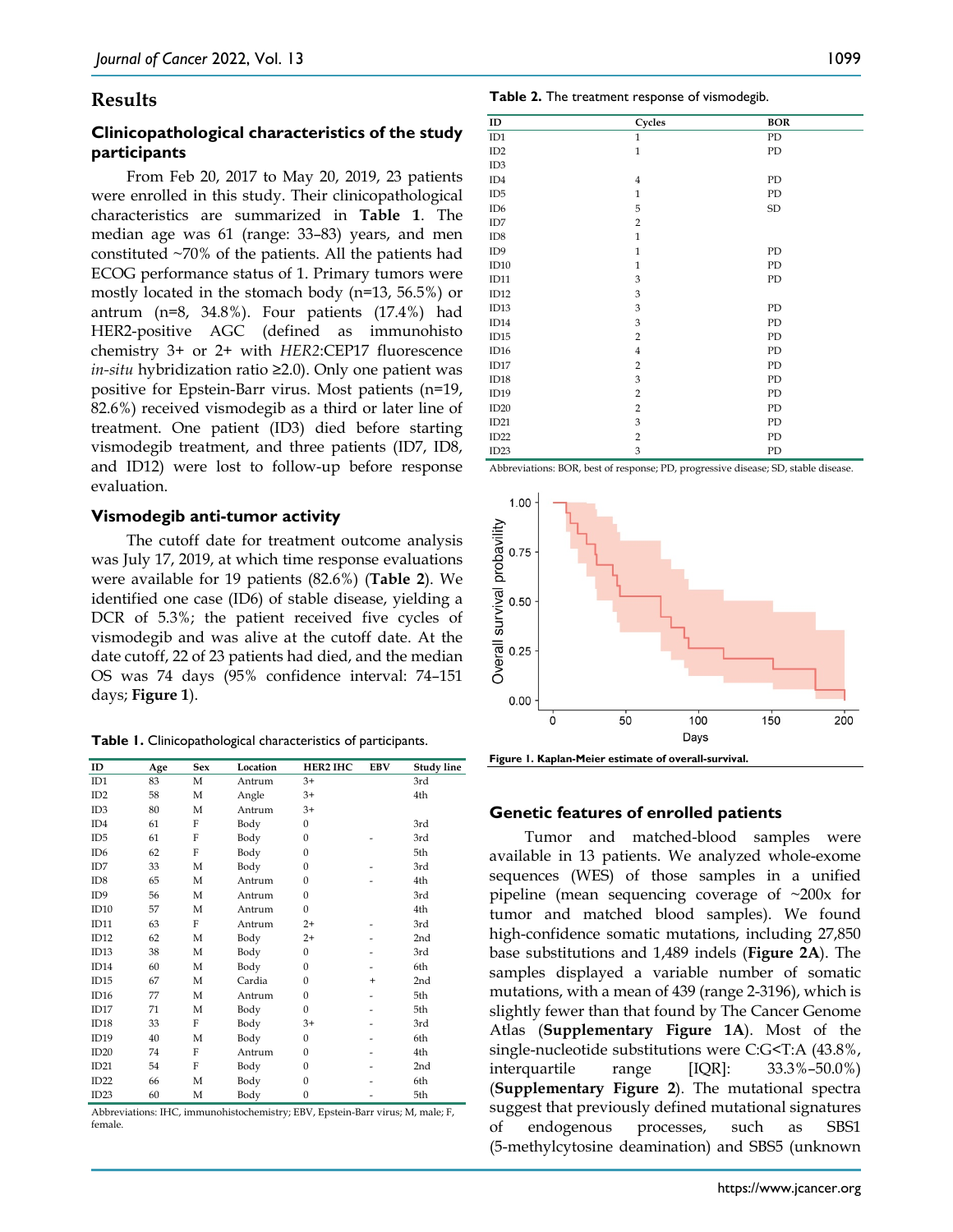## Results

### Clinicopathological characteristics of the study participants

From Feb 20, 2017 to May 20, 2019, 23 patients were enrolled in this study. Their clinicopathological characteristics are summarized in **Table 1**. The median age was 61 (range: 33–83) years, and men constituted ~70% of the patients. All the patients had ECOG performance status of 1. Primary tumors were mostly located in the stomach body (n=13, 56.5%) or antrum (n=8, 34.8%). Four patients (17.4%) had HER2-positive AGC (defined as immunohisto chemistry 3+ or 2+ with *HER2*:CEP17 fluorescence *in-situ* hybridization ratio ≥2.0). Only one patient was positive for Epstein-Barr virus. Most patients (n=19, 82.6%) received vismodegib as a third or later line of treatment. One patient (ID3) died before starting vismodegib treatment, and three patients (ID7, ID8, and ID12) were lost to follow-up before response evaluation.

### Vismodegib anti-tumor activity

The cutoff date for treatment outcome analysis was July 17, 2019, at which time response evaluations were available for 19 patients (82.6%) (**Table 2**). We identified one case (ID6) of stable disease, yielding a DCR of 5.3%; the patient received five cycles of vismodegib and was alive at the cutoff date. At the date cutoff, 22 of 23 patients had died, and the median OS was 74 days (95% confidence interval: 74–151 days; **Figure 1**).

**Table 1.** Clinicopathological characteristics of participants.

| ID | Age | Sex | Location | HER2 IHC | EBV | Study line |
|---|---|---|---|---|---|---|
| ID1 | 83 | M | Antrum | 3+ | | 3rd |
| ID2 | 58 | M | Angle | 3+ | | 4th |
| ID3 | 80 | M | Antrum | 3+ | | |
| ID4 | 61 | F | Body | 0 | | 3rd |
| ID5 | 61 | F | Body | 0 | - | 3rd |
| ID6 | 62 | F | Body | 0 | | 5th |
| ID7 | 33 | M | Body | 0 | - | 3rd |
| ID8 | 65 | M | Antrum | 0 | - | 4th |
| ID9 | 56 | M | Antrum | 0 | | 3rd |
| ID10 | 57 | M | Antrum | 0 | | 4th |
| ID11 | 63 | F | Antrum | 2+ | - | 3rd |
| ID12 | 62 | M | Body | 2+ | - | 2nd |
| ID13 | 38 | M | Body | 0 | - | 3rd |
| ID14 | 60 | M | Body | 0 | - | 6th |
| ID15 | 67 | M | Cardia | 0 | + | 2nd |
| ID16 | 77 | M | Antrum | 0 | - | 5th |
| ID17 | 71 | M | Body | 0 | - | 5th |
| ID18 | 33 | F | Body | 3+ | - | 3rd |
| ID19 | 40 | M | Body | 0 | - | 6th |
| ID20 | 74 | F | Antrum | 0 | - | 4th |
| ID21 | 54 | F | Body | 0 | - | 2nd |
| ID22 | 66 | M | Body | 0 | - | 6th |
| ID23 | 60 | M | Body | 0 | - | 5th |

Abbreviations: IHC, immunohistochemistry; EBV, Epstein-Barr virus; M, male; F, female.

**Table 2.** The treatment response of vismodegib.

| ID | Cycles | BOR |
|---|---|---|
| ID1 | 1 | PD |
| ID2 | 1 | PD |
| ID3 | | |
| ID4 | 4 | PD |
| ID5 | 1 | PD |
| ID6 | 5 | SD |
| ID7 | 2 | |
| ID8 | 1 | |
| ID9 | 1 | PD |
| ID10 | 1 | PD |
| ID11 | 3 | PD |
| ID12 | 3 | |
| ID13 | 3 | PD |
| ID14 | 3 | PD |
| ID15 | 2 | PD |
| ID16 | 4 | PD |
| ID17 | 2 | PD |
| ID18 | 3 | PD |
| ID19 | 2 | PD |
| ID20 | 2 | PD |
| ID21 | 3 | PD |
| ID22 | 2 | PD |
| ID23 | 3 | PD |

Abbreviations: BOR, best of response; PD, progressive disease; SD, stable disease.

**Figure 1. Kaplan-Meier estimate of overall-survival.**

### Genetic features of enrolled patients

Tumor and matched-blood samples were available in 13 patients. We analyzed whole-exome sequences (WES) of those samples in a unified pipeline (mean sequencing coverage of ~200x for tumor and matched blood samples). We found high-confidence somatic mutations, including 27,850 base substitutions and 1,489 indels (**Figure 2A**). The samples displayed a variable number of somatic mutations, with a mean of 439 (range 2-3196), which is slightly fewer than that found by The Cancer Genome Atlas (**Supplementary Figure 1A**). Most of the single-nucleotide substitutions were C:G<T:A (43.8%, interquartile range [IQR]: 33.3%–50.0%) (**Supplementary Figure 2**). The mutational spectra suggest that previously defined mutational signatures of endogenous processes, such as SBS1 (5-methylcytosine deamination) and SBS5 (unknown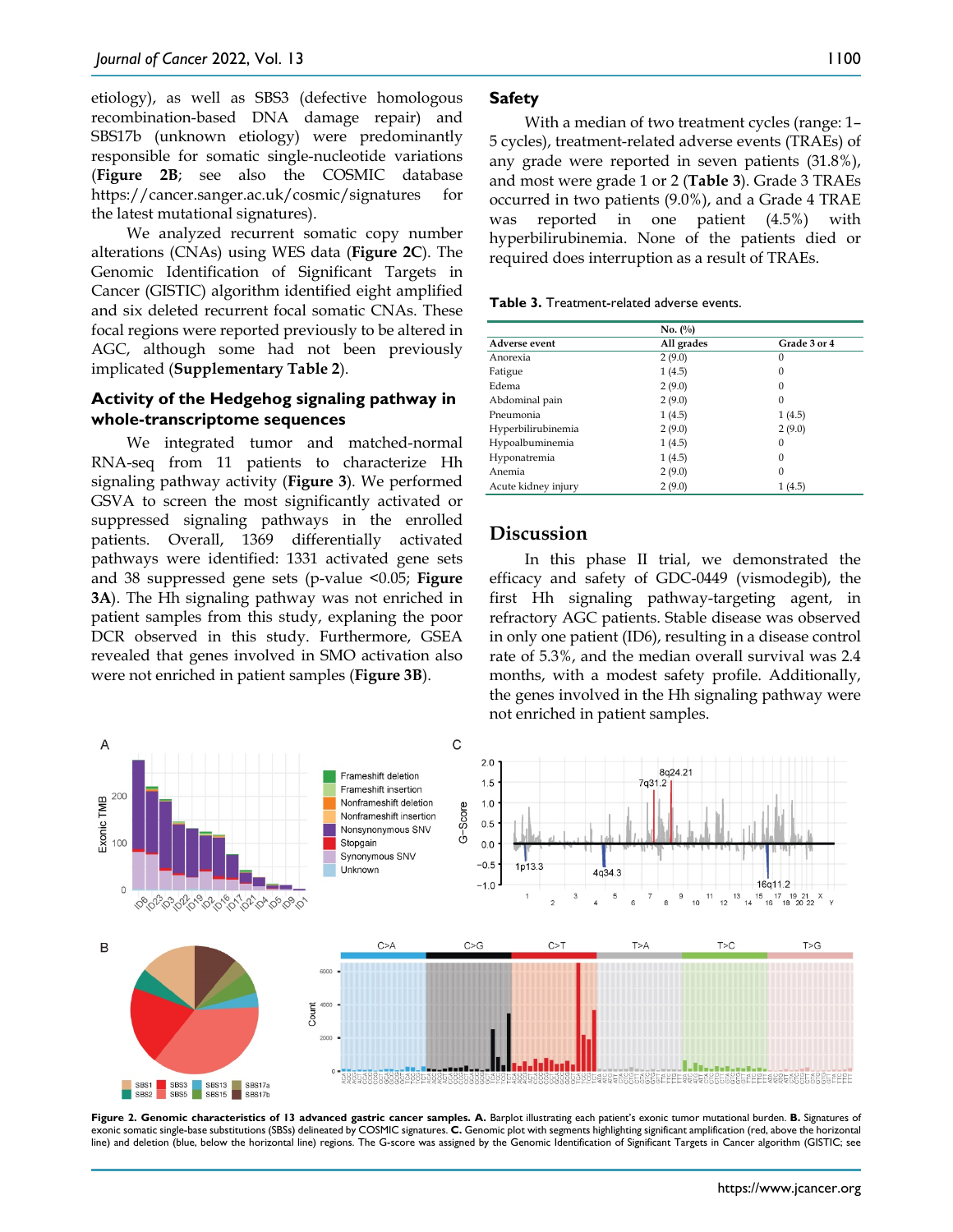etiology), as well as SBS3 (defective homologous recombination-based DNA damage repair) and SBS17b (unknown etiology) were predominantly responsible for somatic single-nucleotide variations (**Figure 2B**; see also the COSMIC database https://cancer.sanger.ac.uk/cosmic/signatures for the latest mutational signatures).

We analyzed recurrent somatic copy number alterations (CNAs) using WES data (**Figure 2C**). The Genomic Identification of Significant Targets in Cancer (GISTIC) algorithm identified eight amplified and six deleted recurrent focal somatic CNAs. These focal regions were reported previously to be altered in AGC, although some had not been previously implicated (**Supplementary Table 2**).

### Activity of the Hedgehog signaling pathway in whole-transcriptome sequences

We integrated tumor and matched-normal RNA-seq from 11 patients to characterize Hh signaling pathway activity (**Figure 3**). We performed GSVA to screen the most significantly activated or suppressed signaling pathways in the enrolled patients. Overall, 1369 differentially activated pathways were identified: 1331 activated gene sets and 38 suppressed gene sets (p-value <0.05; **Figure 3A**). The Hh signaling pathway was not enriched in patient samples from this study, explaning the poor DCR observed in this study. Furthermore, GSEA revealed that genes involved in SMO activation also were not enriched in patient samples (**Figure 3B**).

### Safety

With a median of two treatment cycles (range: 1–5 cycles), treatment-related adverse events (TRAEs) of any grade were reported in seven patients (31.8%), and most were grade 1 or 2 (**Table 3**). Grade 3 TRAEs occurred in two patients (9.0%), and a Grade 4 TRAE was reported in one patient (4.5%) with hyperbilirubinemia. None of the patients died or required does interruption as a result of TRAEs.

**Table 3.** Treatment-related adverse events.

| | No. (%) | |
|---|---|---|
| Adverse event | All grades | Grade 3 or 4 |
| Anorexia | 2 (9.0) | 0 |
| Fatigue | 1 (4.5) | 0 |
| Edema | 2 (9.0) | 0 |
| Abdominal pain | 2 (9.0) | 0 |
| Pneumonia | 1 (4.5) | 1 (4.5) |
| Hyperbilirubinemia | 2 (9.0) | 2 (9.0) |
| Hypoalbuminemia | 1 (4.5) | 0 |
| Hyponatremia | 1 (4.5) | 0 |
| Anemia | 2 (9.0) | 0 |
| Acute kidney injury | 2 (9.0) | 1 (4.5) |

## Discussion

In this phase II trial, we demonstrated the efficacy and safety of GDC-0449 (vismodegib), the first Hh signaling pathway-targeting agent, in refractory AGC patients. Stable disease was observed in only one patient (ID6), resulting in a disease control rate of 5.3%, and the median overall survival was 2.4 months, with a modest safety profile. Additionally, the genes involved in the Hh signaling pathway were not enriched in patient samples.

**Figure 2. Genomic characteristics of 13 advanced gastric cancer samples. A.** Barplot illustrating each patient's exonic tumor mutational burden. **B.** Signatures of exonic somatic single-base substitutions (SBSs) delineated by COSMIC signatures. **C.** Genomic plot with segments highlighting significant amplification (red, above the horizontal line) and deletion (blue, below the horizontal line) regions. The G-score was assigned by the Genomic Identification of Significant Targets in Cancer algorithm (GISTIC; see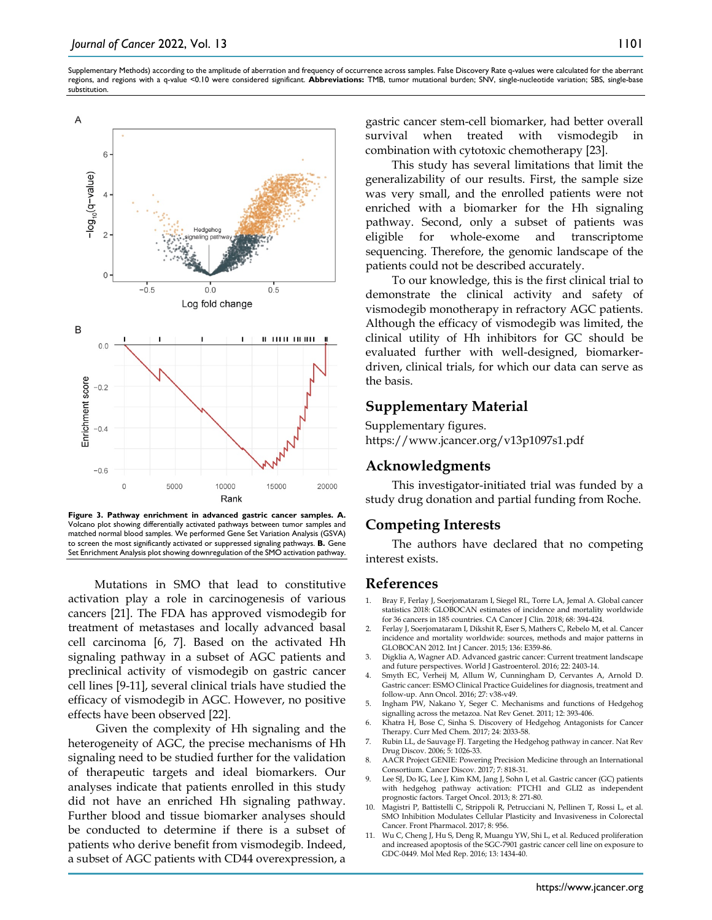Supplementary Methods) according to the amplitude of aberration and frequency of occurrence across samples. False Discovery Rate q-values were calculated for the aberrant regions, and regions with a q-value <0.10 were considered significant. **Abbreviations:** TMB, tumor mutational burden; SNV, single-nucleotide variation; SBS, single-base substitution.

**Figure 3. Pathway enrichment in advanced gastric cancer samples. A.** Volcano plot showing differentially activated pathways between tumor samples and matched normal blood samples. We performed Gene Set Variation Analysis (GSVA) to screen the most significantly activated or suppressed signaling pathways. **B.** Gene Set Enrichment Analysis plot showing downregulation of the SMO activation pathway.

Mutations in SMO that lead to constitutive activation play a role in carcinogenesis of various cancers [21]. The FDA has approved vismodegib for treatment of metastases and locally advanced basal cell carcinoma [6, 7]. Based on the activated Hh signaling pathway in a subset of AGC patients and preclinical activity of vismodegib on gastric cancer cell lines [9-11], several clinical trials have studied the efficacy of vismodegib in AGC. However, no positive effects have been observed [22].

Given the complexity of Hh signaling and the heterogeneity of AGC, the precise mechanisms of Hh signaling need to be studied further for the validation of therapeutic targets and ideal biomarkers. Our analyses indicate that patients enrolled in this study did not have an enriched Hh signaling pathway. Further blood and tissue biomarker analyses should be conducted to determine if there is a subset of patients who derive benefit from vismodegib. Indeed, a subset of AGC patients with CD44 overexpression, a gastric cancer stem-cell biomarker, had better overall survival when treated with vismodegib in combination with cytotoxic chemotherapy [23].

This study has several limitations that limit the generalizability of our results. First, the sample size was very small, and the enrolled patients were not enriched with a biomarker for the Hh signaling pathway. Second, only a subset of patients was eligible for whole-exome and transcriptome sequencing. Therefore, the genomic landscape of the patients could not be described accurately.

To our knowledge, this is the first clinical trial to demonstrate the clinical activity and safety of vismodegib monotherapy in refractory AGC patients. Although the efficacy of vismodegib was limited, the clinical utility of Hh inhibitors for GC should be evaluated further with well-designed, biomarker-driven, clinical trials, for which our data can serve as the basis.

## Supplementary Material

Supplementary figures.
https://www.jcancer.org/v13p1097s1.pdf

## Acknowledgments

This investigator-initiated trial was funded by a study drug donation and partial funding from Roche.

## Competing Interests

The authors have declared that no competing interest exists.

## References

1. Bray F, Ferlay J, Soerjomataram I, Siegel RL, Torre LA, Jemal A. Global cancer statistics 2018: GLOBOCAN estimates of incidence and mortality worldwide for 36 cancers in 185 countries. CA Cancer J Clin. 2018; 68: 394-424.
2. Ferlay J, Soerjomataram I, Dikshit R, Eser S, Mathers C, Rebelo M, et al. Cancer incidence and mortality worldwide: sources, methods and major patterns in GLOBOCAN 2012. Int J Cancer. 2015; 136: E359-86.
3. Digklia A, Wagner AD. Advanced gastric cancer: Current treatment landscape and future perspectives. World J Gastroenterol. 2016; 22: 2403-14.
4. Smyth EC, Verheij M, Allum W, Cunningham D, Cervantes A, Arnold D. Gastric cancer: ESMO Clinical Practice Guidelines for diagnosis, treatment and follow-up. Ann Oncol. 2016; 27: v38-v49.
5. Ingham PW, Nakano Y, Seger C. Mechanisms and functions of Hedgehog signalling across the metazoa. Nat Rev Genet. 2011; 12: 393-406.
6. Khatra H, Bose C, Sinha S. Discovery of Hedgehog Antagonists for Cancer Therapy. Curr Med Chem. 2017; 24: 2033-58.
7. Rubin LL, de Sauvage FJ. Targeting the Hedgehog pathway in cancer. Nat Rev Drug Discov. 2006; 5: 1026-33.
8. AACR Project GENIE: Powering Precision Medicine through an International Consortium. Cancer Discov. 2017; 7: 818-31.
9. Lee SJ, Do IG, Lee J, Kim KM, Jang J, Sohn I, et al. Gastric cancer (GC) patients with hedgehog pathway activation: PTCH1 and GLI2 as independent prognostic factors. Target Oncol. 2013; 8: 271-80.
10. Magistri P, Battistelli C, Strippoli R, Petrucciani N, Pellinen T, Rossi L, et al. SMO Inhibition Modulates Cellular Plasticity and Invasiveness in Colorectal Cancer. Front Pharmacol. 2017; 8: 956.
11. Wu C, Cheng J, Hu S, Deng R, Muangu YW, Shi L, et al. Reduced proliferation and increased apoptosis of the SGC-7901 gastric cancer cell line on exposure to GDC-0449. Mol Med Rep. 2016; 13: 1434-40.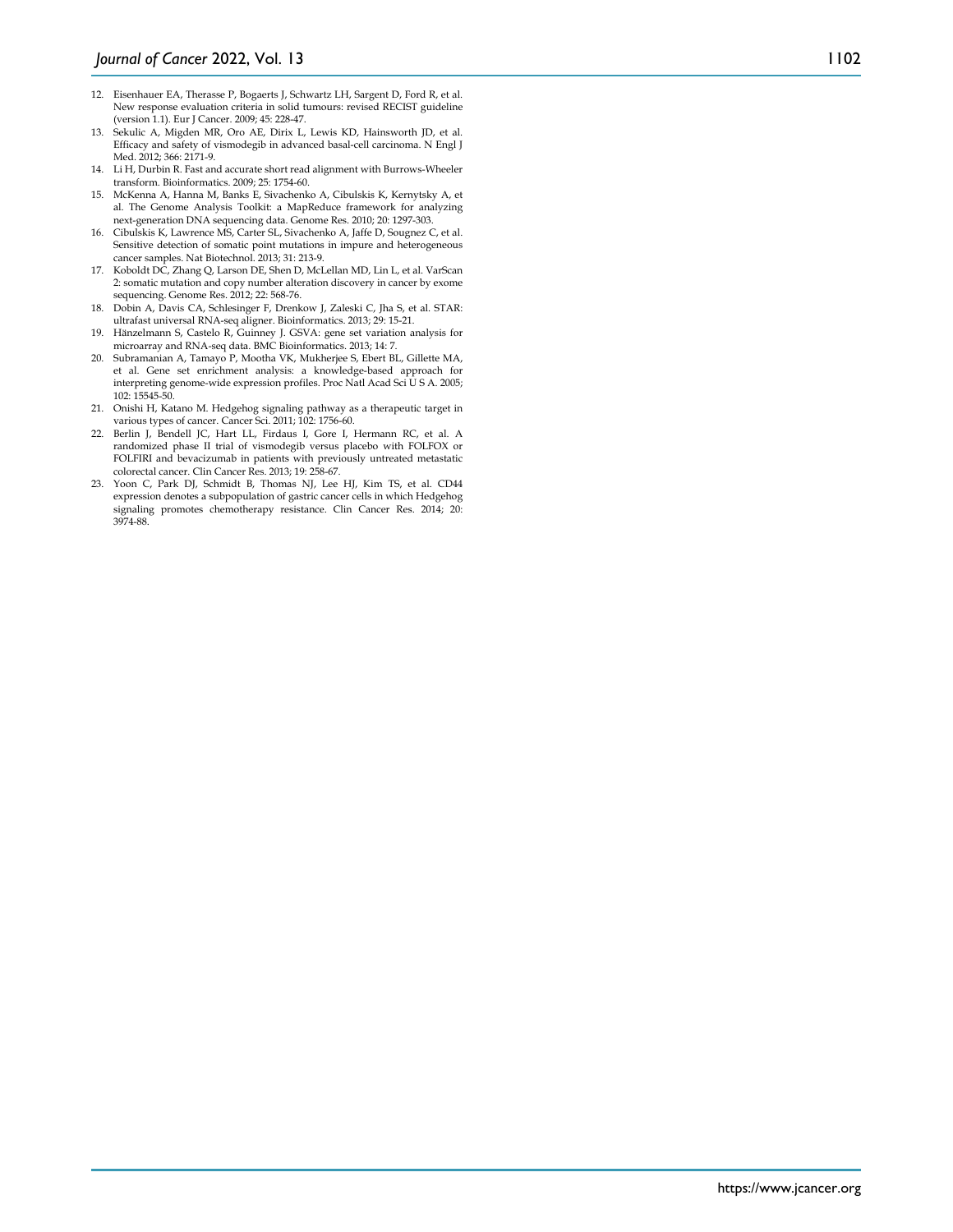12. Eisenhauer EA, Therasse P, Bogaerts J, Schwartz LH, Sargent D, Ford R, et al. New response evaluation criteria in solid tumours: revised RECIST guideline (version 1.1). Eur J Cancer. 2009; 45: 228-47.
13. Sekulic A, Migden MR, Oro AE, Dirix L, Lewis KD, Hainsworth JD, et al. Efficacy and safety of vismodegib in advanced basal-cell carcinoma. N Engl J Med. 2012; 366: 2171-9.
14. Li H, Durbin R. Fast and accurate short read alignment with Burrows-Wheeler transform. Bioinformatics. 2009; 25: 1754-60.
15. McKenna A, Hanna M, Banks E, Sivachenko A, Cibulskis K, Kernytsky A, et al. The Genome Analysis Toolkit: a MapReduce framework for analyzing next-generation DNA sequencing data. Genome Res. 2010; 20: 1297-303.
16. Cibulskis K, Lawrence MS, Carter SL, Sivachenko A, Jaffe D, Sougnez C, et al. Sensitive detection of somatic point mutations in impure and heterogeneous cancer samples. Nat Biotechnol. 2013; 31: 213-9.
17. Koboldt DC, Zhang Q, Larson DE, Shen D, McLellan MD, Lin L, et al. VarScan 2: somatic mutation and copy number alteration discovery in cancer by exome sequencing. Genome Res. 2012; 22: 568-76.
18. Dobin A, Davis CA, Schlesinger F, Drenkow J, Zaleski C, Jha S, et al. STAR: ultrafast universal RNA-seq aligner. Bioinformatics. 2013; 29: 15-21.
19. Hänzelmann S, Castelo R, Guinney J. GSVA: gene set variation analysis for microarray and RNA-seq data. BMC Bioinformatics. 2013; 14: 7.
20. Subramanian A, Tamayo P, Mootha VK, Mukherjee S, Ebert BL, Gillette MA, et al. Gene set enrichment analysis: a knowledge-based approach for interpreting genome-wide expression profiles. Proc Natl Acad Sci U S A. 2005; 102: 15545-50.
21. Onishi H, Katano M. Hedgehog signaling pathway as a therapeutic target in various types of cancer. Cancer Sci. 2011; 102: 1756-60.
22. Berlin J, Bendell JC, Hart LL, Firdaus I, Gore I, Hermann RC, et al. A randomized phase II trial of vismodegib versus placebo with FOLFOX or FOLFIRI and bevacizumab in patients with previously untreated metastatic colorectal cancer. Clin Cancer Res. 2013; 19: 258-67.
23. Yoon C, Park DJ, Schmidt B, Thomas NJ, Lee HJ, Kim TS, et al. CD44 expression denotes a subpopulation of gastric cancer cells in which Hedgehog signaling promotes chemotherapy resistance. Clin Cancer Res. 2014; 20: 3974-88.